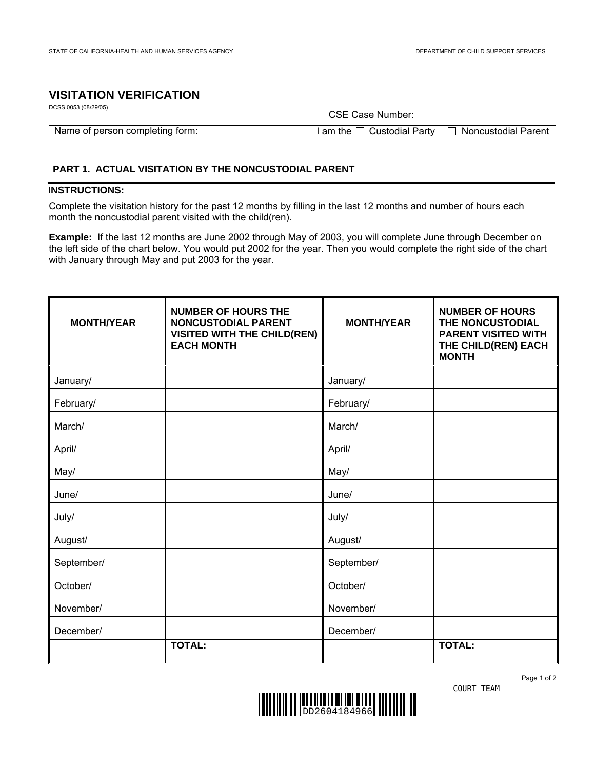STATE OF CALIFORNIA-HEALTH AND HUMAN SERVICES AGENCY

DEPARTMENT OF CHILD SUPPORT SERVICES

# VISITATION VERIFICATION

DCSS 0053 (08/29/05)

CSE Case Number:

| Name of person completing form: | I am the ☐ Custodial Party ☐ Noncustodial Parent |
|---|---|

## PART 1. ACTUAL VISITATION BY THE NONCUSTODIAL PARENT

**INSTRUCTIONS:**

Complete the visitation history for the past 12 months by filling in the last 12 months and number of hours each month the noncustodial parent visited with the child(ren).

**Example:** If the last 12 months are June 2002 through May of 2003, you will complete June through December on the left side of the chart below. You would put 2002 for the year. Then you would complete the right side of the chart with January through May and put 2003 for the year.

| MONTH/YEAR | NUMBER OF HOURS THE NONCUSTODIAL PARENT VISITED WITH THE CHILD(REN) EACH MONTH | MONTH/YEAR | NUMBER OF HOURS THE NONCUSTODIAL PARENT VISITED WITH THE CHILD(REN) EACH MONTH |
|---|---|---|---|
| January/ | | January/ | |
| February/ | | February/ | |
| March/ | | March/ | |
| April/ | | April/ | |
| May/ | | May/ | |
| June/ | | June/ | |
| July/ | | July/ | |
| August/ | | August/ | |
| September/ | | September/ | |
| October/ | | October/ | |
| November/ | | November/ | |
| December/ | | December/ | |
| | TOTAL: | | TOTAL: |

COURT TEAM

DD2604184966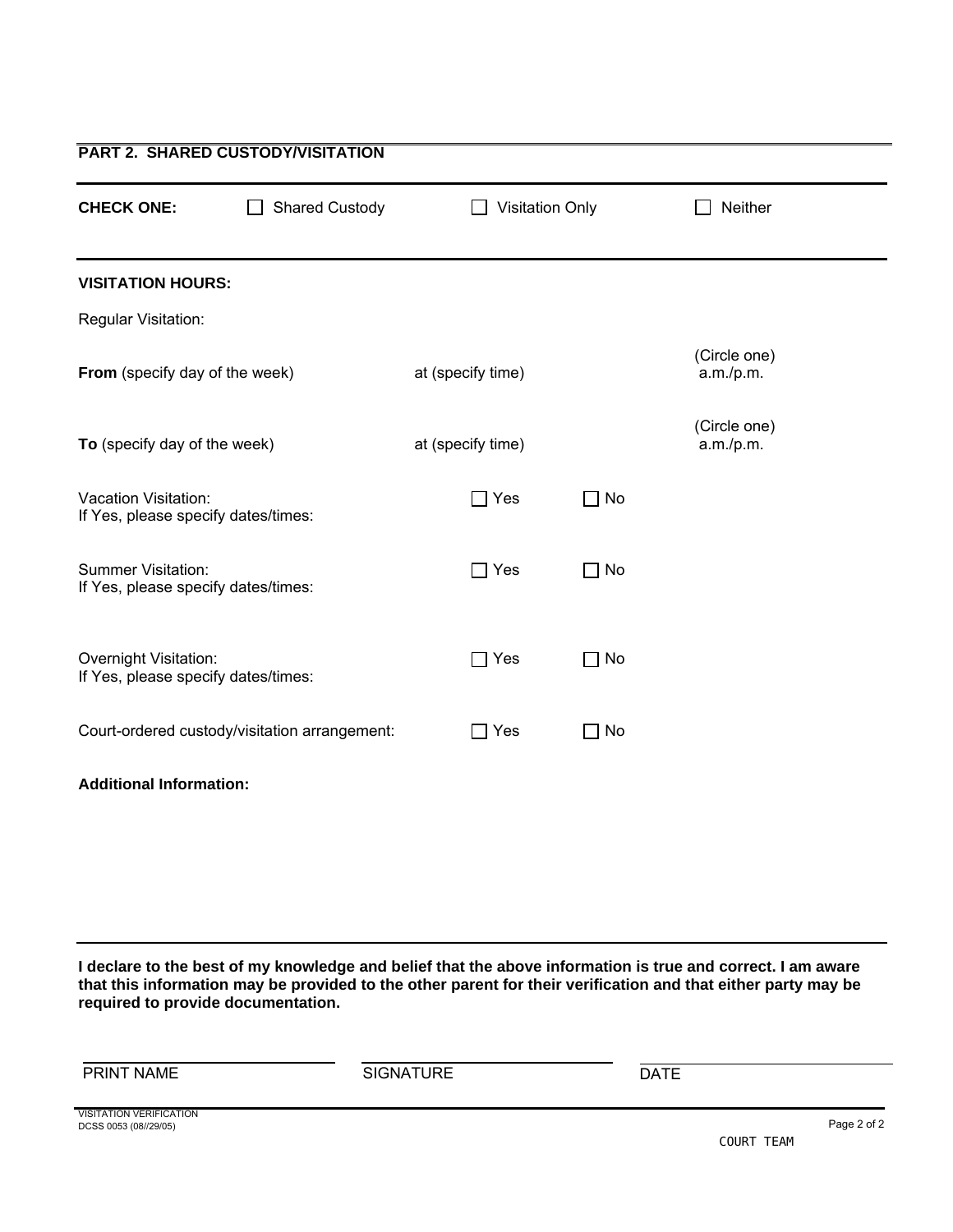## PART 2. SHARED CUSTODY/VISITATION

**CHECK ONE:** ☐ Shared Custody ☐ Visitation Only ☐ Neither

**VISITATION HOURS:**

Regular Visitation:

**From** (specify day of the week) at (specify time) (Circle one) a.m./p.m.

**To** (specify day of the week) at (specify time) (Circle one) a.m./p.m.

Vacation Visitation: ☐ Yes ☐ No
If Yes, please specify dates/times:

Summer Visitation: ☐ Yes ☐ No
If Yes, please specify dates/times:

Overnight Visitation: ☐ Yes ☐ No
If Yes, please specify dates/times:

Court-ordered custody/visitation arrangement: ☐ Yes ☐ No

**Additional Information:**

**I declare to the best of my knowledge and belief that the above information is true and correct. I am aware that this information may be provided to the other parent for their verification and that either party may be required to provide documentation.**

PRINT NAME SIGNATURE DATE

VISITATION VERIFICATION
DCSS 0053 (08//29/05)

COURT TEAM